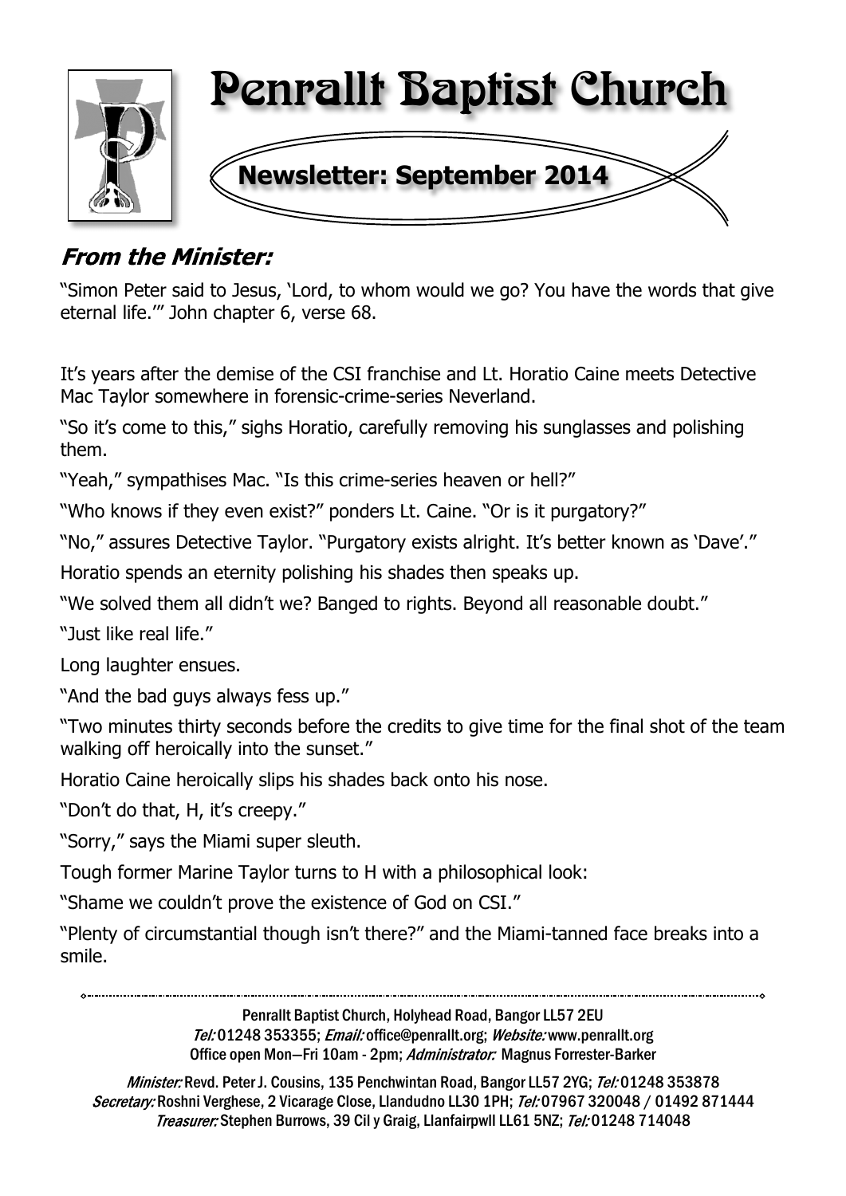# Penrallt Baptist Church

## Newsletter: September 2014

### *From the Minister:*

"Simon Peter said to Jesus, 'Lord, to whom would we go? You have the words that give eternal life.'" John chapter 6, verse 68.

It's years after the demise of the CSI franchise and Lt. Horatio Caine meets Detective Mac Taylor somewhere in forensic-crime-series Neverland.

"So it's come to this," sighs Horatio, carefully removing his sunglasses and polishing them.

"Yeah," sympathises Mac. "Is this crime-series heaven or hell?"

"Who knows if they even exist?" ponders Lt. Caine. "Or is it purgatory?"

"No," assures Detective Taylor. "Purgatory exists alright. It's better known as 'Dave'."

Horatio spends an eternity polishing his shades then speaks up.

"We solved them all didn't we? Banged to rights. Beyond all reasonable doubt."

"Just like real life."

Long laughter ensues.

"And the bad guys always fess up."

"Two minutes thirty seconds before the credits to give time for the final shot of the team walking off heroically into the sunset."

Horatio Caine heroically slips his shades back onto his nose.

"Don't do that, H, it's creepy."

"Sorry," says the Miami super sleuth.

Tough former Marine Taylor turns to H with a philosophical look:

"Shame we couldn't prove the existence of God on CSI."

"Plenty of circumstantial though isn't there?" and the Miami-tanned face breaks into a smile.

---

Penrallt Baptist Church, Holyhead Road, Bangor LL57 2EU
*Tel:* 01248 353355; *Email:* office@penrallt.org; *Website:* www.penrallt.org
Office open Mon—Fri 10am - 2pm; *Administrator:* Magnus Forrester-Barker

*Minister:* Revd. Peter J. Cousins, 135 Penchwintan Road, Bangor LL57 2YG; *Tel:* 01248 353878
*Secretary:* Roshni Verghese, 2 Vicarage Close, Llandudno LL30 1PH; *Tel:* 07967 320048 / 01492 871444
*Treasurer:* Stephen Burrows, 39 Cil y Graig, Llanfairpwll LL61 5NZ; *Tel:* 01248 714048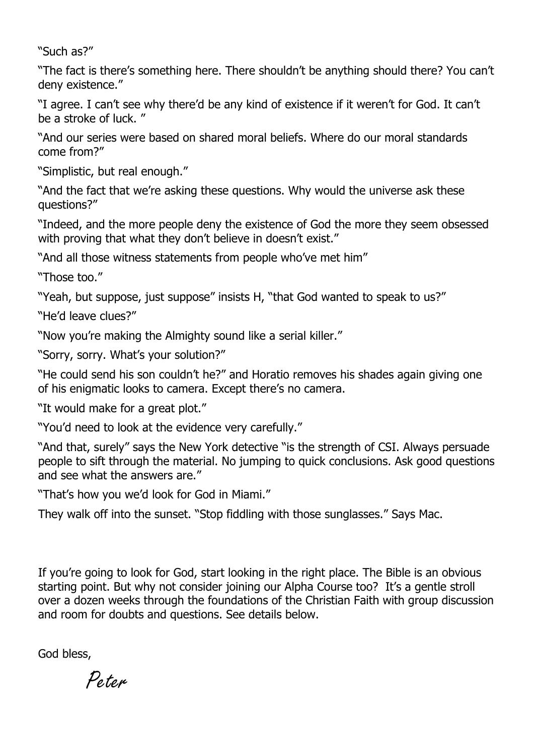"Such as?"

"The fact is there's something here. There shouldn't be anything should there? You can't deny existence."

"I agree. I can't see why there'd be any kind of existence if it weren't for God. It can't be a stroke of luck. "

"And our series were based on shared moral beliefs. Where do our moral standards come from?"

"Simplistic, but real enough."

"And the fact that we're asking these questions. Why would the universe ask these questions?"

"Indeed, and the more people deny the existence of God the more they seem obsessed with proving that what they don't believe in doesn't exist."

"And all those witness statements from people who've met him"

"Those too."

"Yeah, but suppose, just suppose" insists H, "that God wanted to speak to us?"

"He'd leave clues?"

"Now you're making the Almighty sound like a serial killer."

"Sorry, sorry. What's your solution?"

"He could send his son couldn't he?" and Horatio removes his shades again giving one of his enigmatic looks to camera. Except there's no camera.

"It would make for a great plot."

"You'd need to look at the evidence very carefully."

"And that, surely" says the New York detective "is the strength of CSI. Always persuade people to sift through the material. No jumping to quick conclusions. Ask good questions and see what the answers are."

"That's how you we'd look for God in Miami."

They walk off into the sunset. "Stop fiddling with those sunglasses." Says Mac.

If you're going to look for God, start looking in the right place. The Bible is an obvious starting point. But why not consider joining our Alpha Course too? It's a gentle stroll over a dozen weeks through the foundations of the Christian Faith with group discussion and room for doubts and questions. See details below.

God bless,

*Peter*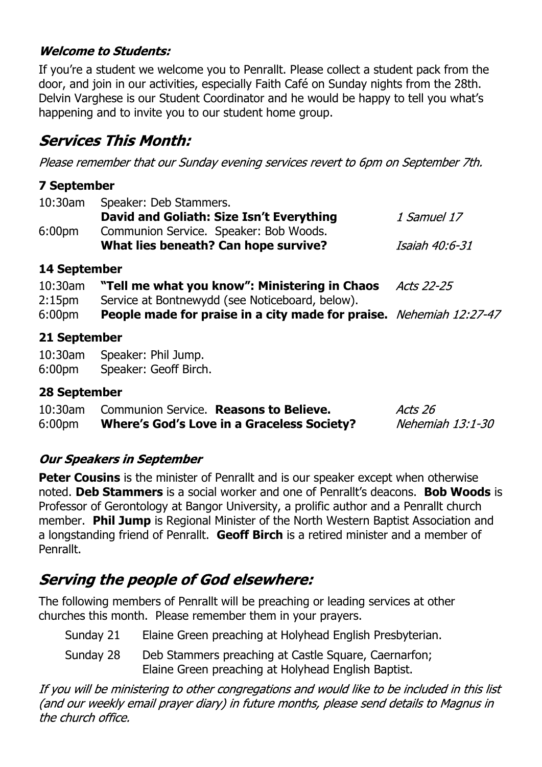### *Welcome to Students:*

If you're a student we welcome you to Penrallt. Please collect a student pack from the door, and join in our activities, especially Faith Café on Sunday nights from the 28th. Delvin Varghese is our Student Coordinator and he would be happy to tell you what's happening and to invite you to our student home group.

## *Services This Month:*

*Please remember that our Sunday evening services revert to 6pm on September 7th.*

### 7 September

| | | |
|---|---|---|
| 10:30am | Speaker: Deb Stammers.<br>**David and Goliath: Size Isn't Everything** | *1 Samuel 17* |
| 6:00pm | Communion Service. Speaker: Bob Woods.<br>**What lies beneath? Can hope survive?** | *Isaiah 40:6-31* |

### 14 September

| | | |
|---|---|---|
| 10:30am | **"Tell me what you know": Ministering in Chaos** | *Acts 22-25* |
| 2:15pm | Service at Bontnewydd (see Noticeboard, below). | |
| 6:00pm | **People made for praise in a city made for praise.** | *Nehemiah 12:27-47* |

### 21 September

| | |
|---|---|
| 10:30am | Speaker: Phil Jump. |
| 6:00pm | Speaker: Geoff Birch. |

### 28 September

| | | |
|---|---|---|
| 10:30am | Communion Service. **Reasons to Believe.** | *Acts 26* |
| 6:00pm | **Where's God's Love in a Graceless Society?** | *Nehemiah 13:1-30* |

### *Our Speakers in September*

**Peter Cousins** is the minister of Penrallt and is our speaker except when otherwise noted. **Deb Stammers** is a social worker and one of Penrallt's deacons. **Bob Woods** is Professor of Gerontology at Bangor University, a prolific author and a Penrallt church member. **Phil Jump** is Regional Minister of the North Western Baptist Association and a longstanding friend of Penrallt. **Geoff Birch** is a retired minister and a member of Penrallt.

## *Serving the people of God elsewhere:*

The following members of Penrallt will be preaching or leading services at other churches this month. Please remember them in your prayers.

| | |
|---|---|
| Sunday 21 | Elaine Green preaching at Holyhead English Presbyterian. |
| Sunday 28 | Deb Stammers preaching at Castle Square, Caernarfon;<br>Elaine Green preaching at Holyhead English Baptist. |

*If you will be ministering to other congregations and would like to be included in this list (and our weekly email prayer diary) in future months, please send details to Magnus in the church office.*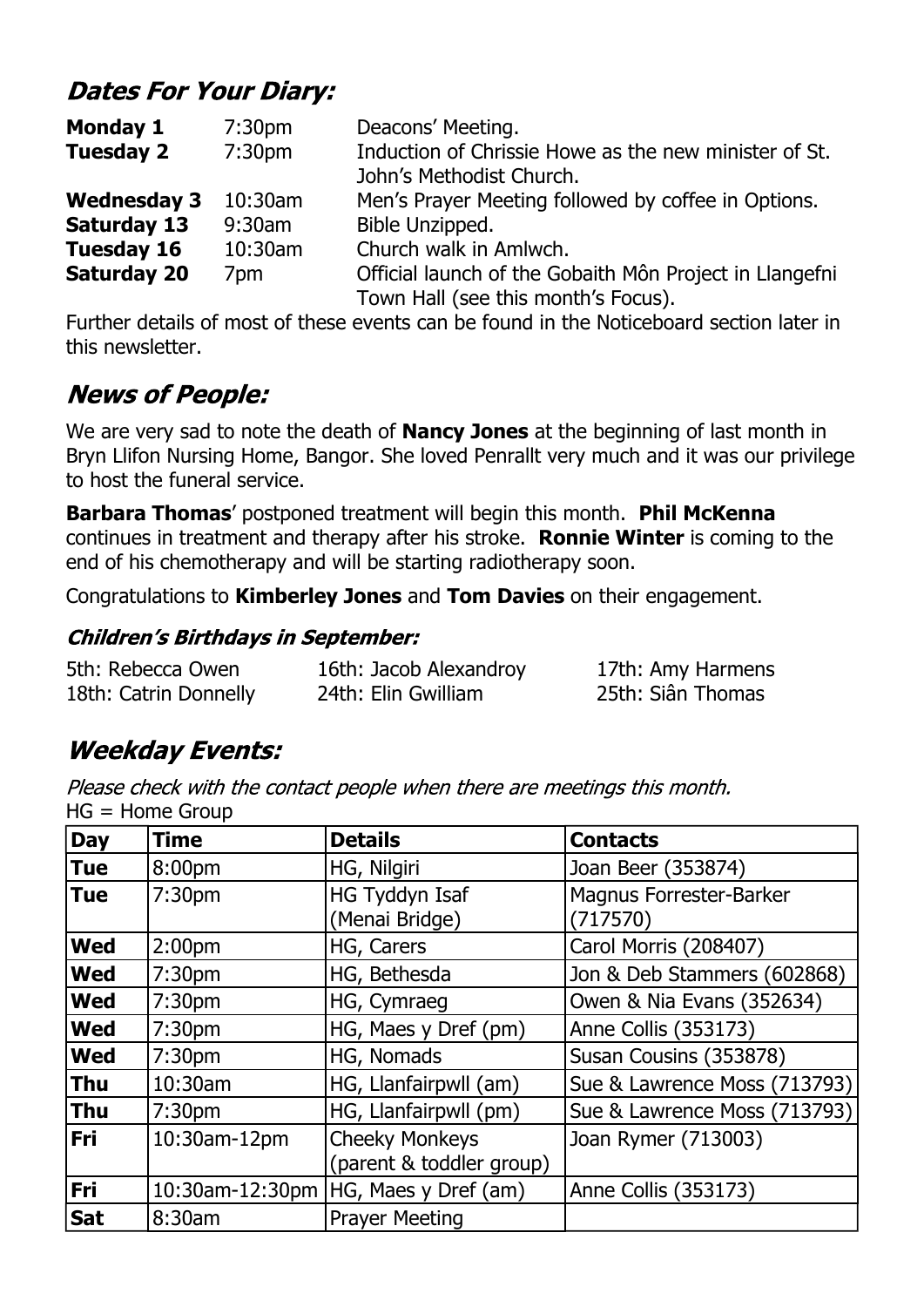## *Dates For Your Diary:*

| | | |
|---|---|---|
| **Monday 1** | 7:30pm | Deacons' Meeting. |
| **Tuesday 2** | 7:30pm | Induction of Chrissie Howe as the new minister of St. John's Methodist Church. |
| **Wednesday 3** | 10:30am | Men's Prayer Meeting followed by coffee in Options. |
| **Saturday 13** | 9:30am | Bible Unzipped. |
| **Tuesday 16** | 10:30am | Church walk in Amlwch. |
| **Saturday 20** | 7pm | Official launch of the Gobaith Môn Project in Llangefni Town Hall (see this month's Focus). |

Further details of most of these events can be found in the Noticeboard section later in this newsletter.

## *News of People:*

We are very sad to note the death of **Nancy Jones** at the beginning of last month in Bryn Llifon Nursing Home, Bangor. She loved Penrallt very much and it was our privilege to host the funeral service.

**Barbara Thomas**' postponed treatment will begin this month. **Phil McKenna** continues in treatment and therapy after his stroke. **Ronnie Winter** is coming to the end of his chemotherapy and will be starting radiotherapy soon.

Congratulations to **Kimberley Jones** and **Tom Davies** on their engagement.

### *Children's Birthdays in September:*

| | | |
|---|---|---|
| 5th: Rebecca Owen | 16th: Jacob Alexandroy | 17th: Amy Harmens |
| 18th: Catrin Donnelly | 24th: Elin Gwilliam | 25th: Siân Thomas |

## *Weekday Events:*

*Please check with the contact people when there are meetings this month.*
HG = Home Group

| Day | Time | Details | Contacts |
|---|---|---|---|
| Tue | 8:00pm | HG, Nilgiri | Joan Beer (353874) |
| Tue | 7:30pm | HG Tyddyn Isaf (Menai Bridge) | Magnus Forrester-Barker (717570) |
| Wed | 2:00pm | HG, Carers | Carol Morris (208407) |
| Wed | 7:30pm | HG, Bethesda | Jon & Deb Stammers (602868) |
| Wed | 7:30pm | HG, Cymraeg | Owen & Nia Evans (352634) |
| Wed | 7:30pm | HG, Maes y Dref (pm) | Anne Collis (353173) |
| Wed | 7:30pm | HG, Nomads | Susan Cousins (353878) |
| Thu | 10:30am | HG, Llanfairpwll (am) | Sue & Lawrence Moss (713793) |
| Thu | 7:30pm | HG, Llanfairpwll (pm) | Sue & Lawrence Moss (713793) |
| Fri | 10:30am-12pm | Cheeky Monkeys (parent & toddler group) | Joan Rymer (713003) |
| Fri | 10:30am-12:30pm | HG, Maes y Dref (am) | Anne Collis (353173) |
| Sat | 8:30am | Prayer Meeting | |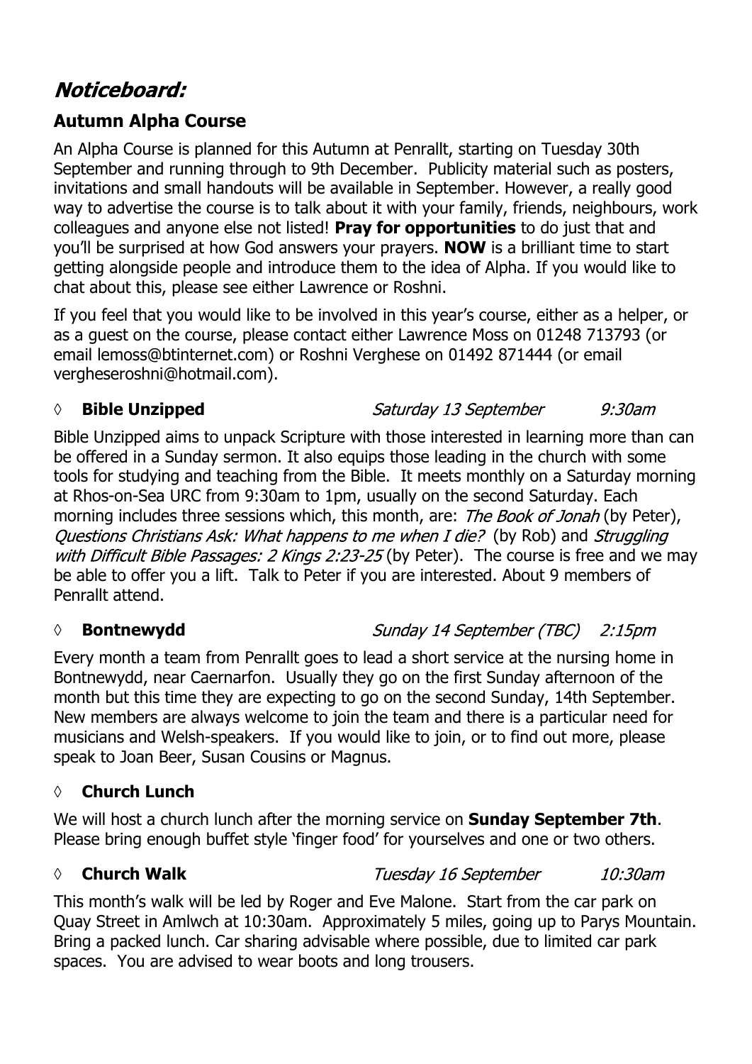# *Noticeboard:*

## Autumn Alpha Course

An Alpha Course is planned for this Autumn at Penrallt, starting on Tuesday 30th September and running through to 9th December. Publicity material such as posters, invitations and small handouts will be available in September. However, a really good way to advertise the course is to talk about it with your family, friends, neighbours, work colleagues and anyone else not listed! **Pray for opportunities** to do just that and you'll be surprised at how God answers your prayers. **NOW** is a brilliant time to start getting alongside people and introduce them to the idea of Alpha. If you would like to chat about this, please see either Lawrence or Roshni.

If you feel that you would like to be involved in this year's course, either as a helper, or as a guest on the course, please contact either Lawrence Moss on 01248 713793 (or email lemoss@btinternet.com) or Roshni Verghese on 01492 871444 (or email vergheseroshni@hotmail.com).

### ◊ Bible Unzipped — *Saturday 13 September 9:30am*

Bible Unzipped aims to unpack Scripture with those interested in learning more than can be offered in a Sunday sermon. It also equips those leading in the church with some tools for studying and teaching from the Bible. It meets monthly on a Saturday morning at Rhos-on-Sea URC from 9:30am to 1pm, usually on the second Saturday. Each morning includes three sessions which, this month, are: *The Book of Jonah* (by Peter), *Questions Christians Ask: What happens to me when I die?* (by Rob) and *Struggling with Difficult Bible Passages: 2 Kings 2:23-25* (by Peter). The course is free and we may be able to offer you a lift. Talk to Peter if you are interested. About 9 members of Penrallt attend.

### ◊ Bontnewydd — *Sunday 14 September (TBC) 2:15pm*

Every month a team from Penrallt goes to lead a short service at the nursing home in Bontnewydd, near Caernarfon. Usually they go on the first Sunday afternoon of the month but this time they are expecting to go on the second Sunday, 14th September. New members are always welcome to join the team and there is a particular need for musicians and Welsh-speakers. If you would like to join, or to find out more, please speak to Joan Beer, Susan Cousins or Magnus.

### ◊ Church Lunch

We will host a church lunch after the morning service on **Sunday September 7th**. Please bring enough buffet style 'finger food' for yourselves and one or two others.

### ◊ Church Walk — *Tuesday 16 September 10:30am*

This month's walk will be led by Roger and Eve Malone. Start from the car park on Quay Street in Amlwch at 10:30am. Approximately 5 miles, going up to Parys Mountain. Bring a packed lunch. Car sharing advisable where possible, due to limited car park spaces. You are advised to wear boots and long trousers.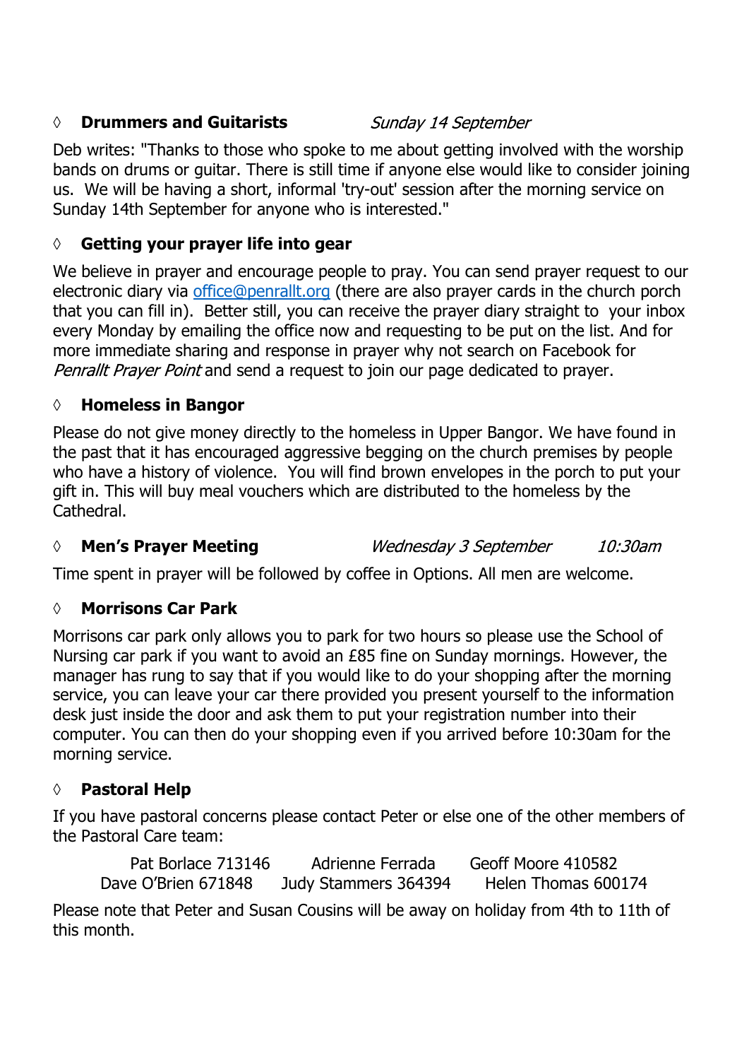◊ **Drummers and Guitarists** *Sunday 14 September*

Deb writes: "Thanks to those who spoke to me about getting involved with the worship bands on drums or guitar. There is still time if anyone else would like to consider joining us. We will be having a short, informal 'try-out' session after the morning service on Sunday 14th September for anyone who is interested."

◊ **Getting your prayer life into gear**

We believe in prayer and encourage people to pray. You can send prayer request to our electronic diary via office@penrallt.org (there are also prayer cards in the church porch that you can fill in). Better still, you can receive the prayer diary straight to your inbox every Monday by emailing the office now and requesting to be put on the list. And for more immediate sharing and response in prayer why not search on Facebook for *Penrallt Prayer Point* and send a request to join our page dedicated to prayer.

◊ **Homeless in Bangor**

Please do not give money directly to the homeless in Upper Bangor. We have found in the past that it has encouraged aggressive begging on the church premises by people who have a history of violence. You will find brown envelopes in the porch to put your gift in. This will buy meal vouchers which are distributed to the homeless by the Cathedral.

◊ **Men's Prayer Meeting** *Wednesday 3 September* *10:30am*

Time spent in prayer will be followed by coffee in Options. All men are welcome.

◊ **Morrisons Car Park**

Morrisons car park only allows you to park for two hours so please use the School of Nursing car park if you want to avoid an £85 fine on Sunday mornings. However, the manager has rung to say that if you would like to do your shopping after the morning service, you can leave your car there provided you present yourself to the information desk just inside the door and ask them to put your registration number into their computer. You can then do your shopping even if you arrived before 10:30am for the morning service.

◊ **Pastoral Help**

If you have pastoral concerns please contact Peter or else one of the other members of the Pastoral Care team:

| | | |
|---|---|---|
| Pat Borlace 713146 | Adrienne Ferrada | Geoff Moore 410582 |
| Dave O'Brien 671848 | Judy Stammers 364394 | Helen Thomas 600174 |

Please note that Peter and Susan Cousins will be away on holiday from 4th to 11th of this month.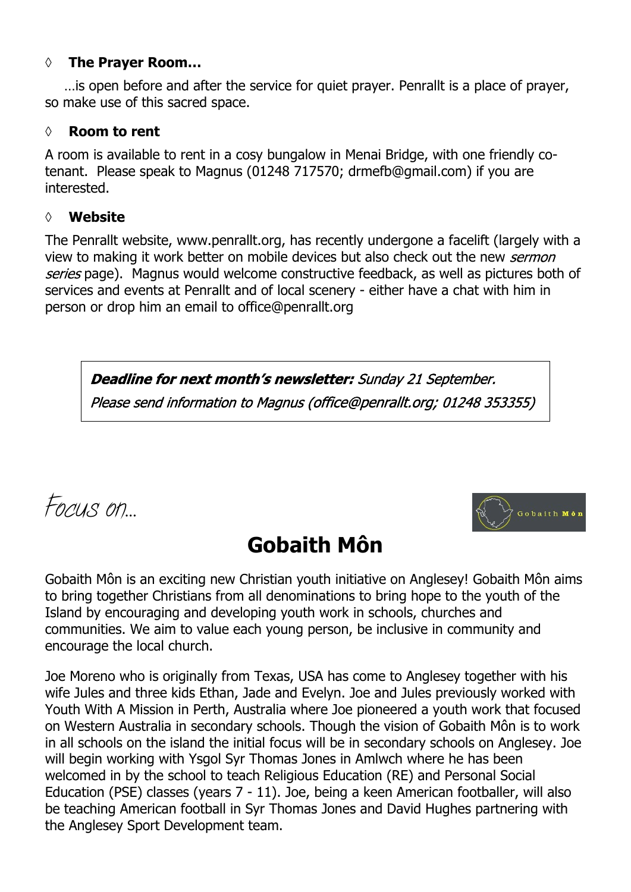◊ **The Prayer Room…**

…is open before and after the service for quiet prayer. Penrallt is a place of prayer, so make use of this sacred space.

◊ **Room to rent**

A room is available to rent in a cosy bungalow in Menai Bridge, with one friendly co-tenant. Please speak to Magnus (01248 717570; drmefb@gmail.com) if you are interested.

◊ **Website**

The Penrallt website, www.penrallt.org, has recently undergone a facelift (largely with a view to making it work better on mobile devices but also check out the new *sermon series* page). Magnus would welcome constructive feedback, as well as pictures both of services and events at Penrallt and of local scenery - either have a chat with him in person or drop him an email to office@penrallt.org

> ***Deadline for next month's newsletter:*** *Sunday 21 September.*
>
> *Please send information to Magnus (office@penrallt.org; 01248 353355)*

Focus on…

Gobaith Môn

## Gobaith Môn

Gobaith Môn is an exciting new Christian youth initiative on Anglesey! Gobaith Môn aims to bring together Christians from all denominations to bring hope to the youth of the Island by encouraging and developing youth work in schools, churches and communities. We aim to value each young person, be inclusive in community and encourage the local church.

Joe Moreno who is originally from Texas, USA has come to Anglesey together with his wife Jules and three kids Ethan, Jade and Evelyn. Joe and Jules previously worked with Youth With A Mission in Perth, Australia where Joe pioneered a youth work that focused on Western Australia in secondary schools. Though the vision of Gobaith Môn is to work in all schools on the island the initial focus will be in secondary schools on Anglesey. Joe will begin working with Ysgol Syr Thomas Jones in Amlwch where he has been welcomed in by the school to teach Religious Education (RE) and Personal Social Education (PSE) classes (years 7 - 11). Joe, being a keen American footballer, will also be teaching American football in Syr Thomas Jones and David Hughes partnering with the Anglesey Sport Development team.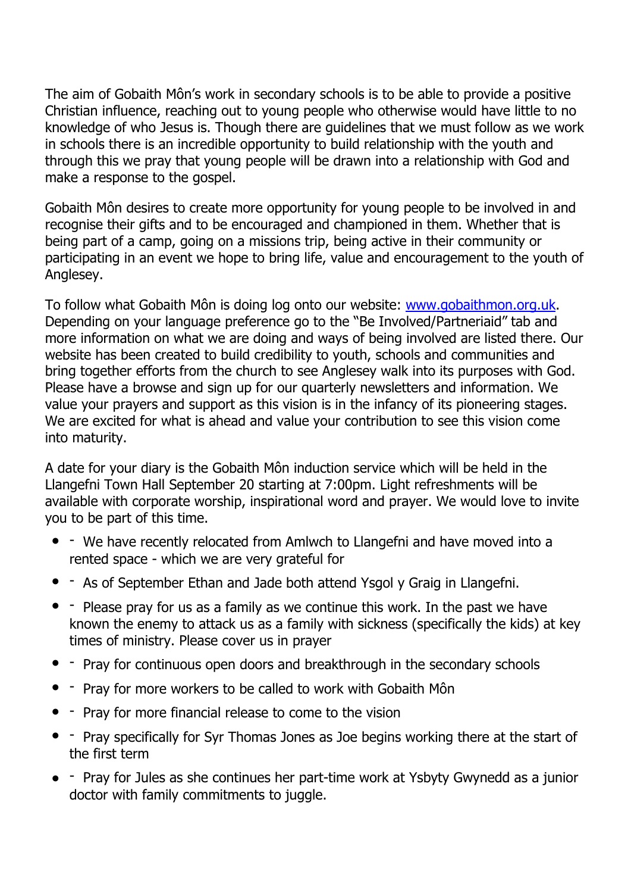The aim of Gobaith Môn's work in secondary schools is to be able to provide a positive Christian influence, reaching out to young people who otherwise would have little to no knowledge of who Jesus is. Though there are guidelines that we must follow as we work in schools there is an incredible opportunity to build relationship with the youth and through this we pray that young people will be drawn into a relationship with God and make a response to the gospel.

Gobaith Môn desires to create more opportunity for young people to be involved in and recognise their gifts and to be encouraged and championed in them. Whether that is being part of a camp, going on a missions trip, being active in their community or participating in an event we hope to bring life, value and encouragement to the youth of Anglesey.

To follow what Gobaith Môn is doing log onto our website: [www.gobaithmon.org.uk](http://www.gobaithmon.org.uk). Depending on your language preference go to the "Be Involved/Partneriaid" tab and more information on what we are doing and ways of being involved are listed there. Our website has been created to build credibility to youth, schools and communities and bring together efforts from the church to see Anglesey walk into its purposes with God. Please have a browse and sign up for our quarterly newsletters and information. We value your prayers and support as this vision is in the infancy of its pioneering stages. We are excited for what is ahead and value your contribution to see this vision come into maturity.

A date for your diary is the Gobaith Môn induction service which will be held in the Llangefni Town Hall September 20 starting at 7:00pm. Light refreshments will be available with corporate worship, inspirational word and prayer. We would love to invite you to be part of this time.

- - We have recently relocated from Amlwch to Llangefni and have moved into a rented space - which we are very grateful for
- - As of September Ethan and Jade both attend Ysgol y Graig in Llangefni.
- - Please pray for us as a family as we continue this work. In the past we have known the enemy to attack us as a family with sickness (specifically the kids) at key times of ministry. Please cover us in prayer
- - Pray for continuous open doors and breakthrough in the secondary schools
- - Pray for more workers to be called to work with Gobaith Môn
- - Pray for more financial release to come to the vision
- - Pray specifically for Syr Thomas Jones as Joe begins working there at the start of the first term
- - Pray for Jules as she continues her part-time work at Ysbyty Gwynedd as a junior doctor with family commitments to juggle.